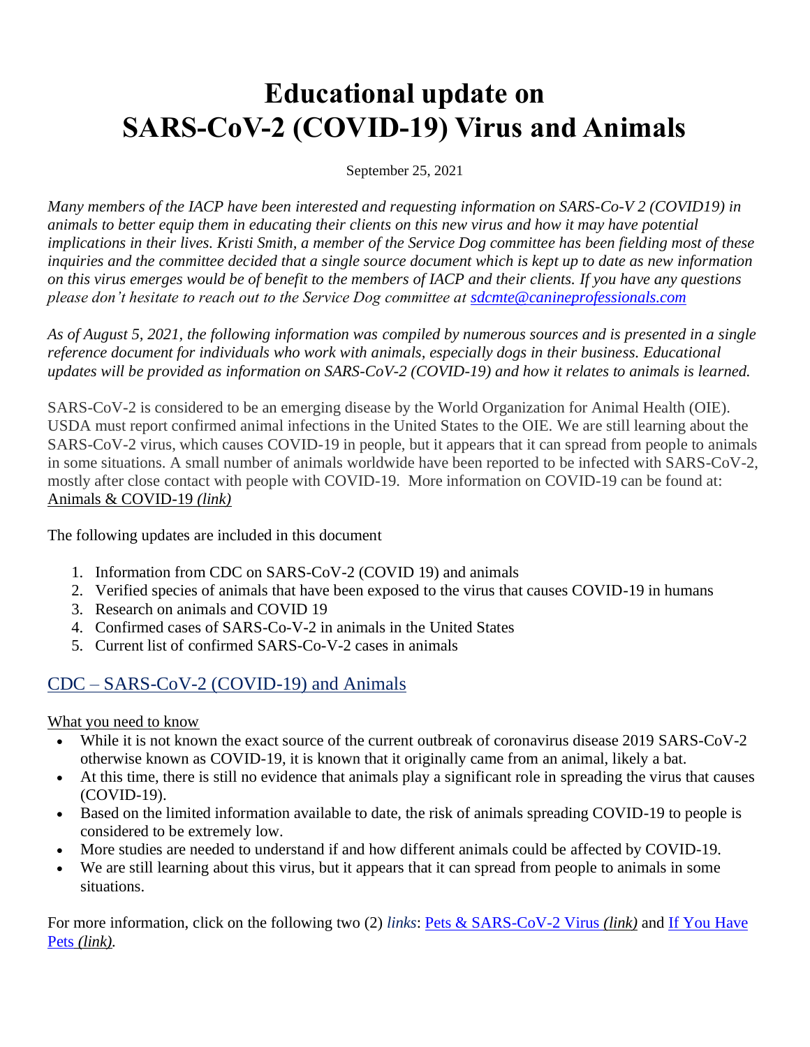# Educational update on SARS-CoV-2 (COVID-19) Virus and Animals

September 25, 2021

*Many members of the IACP have been interested and requesting information on SARS-Co-V 2 (COVID19) in animals to better equip them in educating their clients on this new virus and how it may have potential implications in their lives. Kristi Smith, a member of the Service Dog committee has been fielding most of these inquiries and the committee decided that a single source document which is kept up to date as new information on this virus emerges would be of benefit to the members of IACP and their clients. If you have any questions please don't hesitate to reach out to the Service Dog committee at [sdcmte@canineprofessionals.com](mailto:sdcmte@canineprofessionals.com)*

*As of August 5, 2021, the following information was compiled by numerous sources and is presented in a single reference document for individuals who work with animals, especially dogs in their business. Educational updates will be provided as information on SARS-CoV-2 (COVID-19) and how it relates to animals is learned.*

SARS-CoV-2 is considered to be an emerging disease by the World Organization for Animal Health (OIE). USDA must report confirmed animal infections in the United States to the OIE. We are still learning about the SARS-CoV-2 virus, which causes COVID-19 in people, but it appears that it can spread from people to animals in some situations. A small number of animals worldwide have been reported to be infected with SARS-CoV-2, mostly after close contact with people with COVID-19. More information on COVID-19 can be found at: Animals & COVID-19 *(link)*

The following updates are included in this document

1. Information from CDC on SARS-CoV-2 (COVID 19) and animals
2. Verified species of animals that have been exposed to the virus that causes COVID-19 in humans
3. Research on animals and COVID 19
4. Confirmed cases of SARS-Co-V-2 in animals in the United States
5. Current list of confirmed SARS-Co-V-2 cases in animals

## CDC – SARS-CoV-2 (COVID-19) and Animals

What you need to know

- While it is not known the exact source of the current outbreak of coronavirus disease 2019 SARS-CoV-2 otherwise known as COVID-19, it is known that it originally came from an animal, likely a bat.
- At this time, there is still no evidence that animals play a significant role in spreading the virus that causes (COVID-19).
- Based on the limited information available to date, the risk of animals spreading COVID-19 to people is considered to be extremely low.
- More studies are needed to understand if and how different animals could be affected by COVID-19.
- We are still learning about this virus, but it appears that it can spread from people to animals in some situations.

For more information, click on the following two (2) *links*: Pets & SARS-CoV-2 Virus *(link)* and If You Have Pets *(link)*.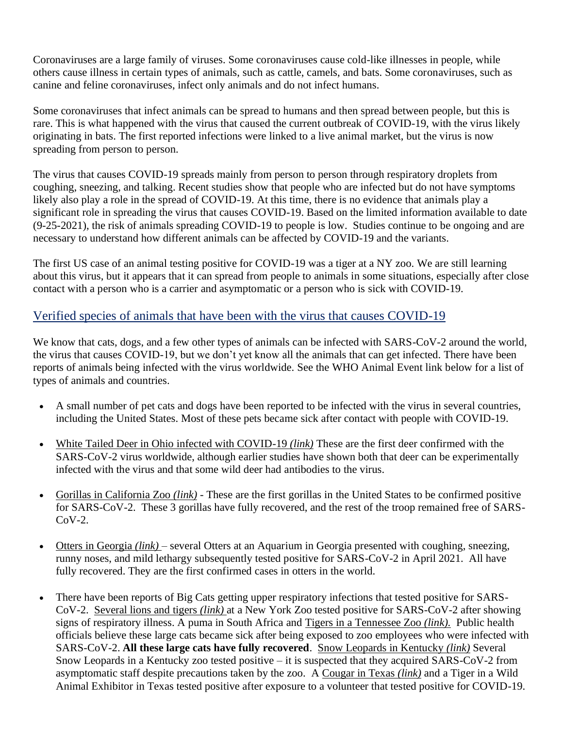Coronaviruses are a large family of viruses. Some coronaviruses cause cold-like illnesses in people, while others cause illness in certain types of animals, such as cattle, camels, and bats. Some coronaviruses, such as canine and feline coronaviruses, infect only animals and do not infect humans.

Some coronaviruses that infect animals can be spread to humans and then spread between people, but this is rare. This is what happened with the virus that caused the current outbreak of COVID-19, with the virus likely originating in bats. The first reported infections were linked to a live animal market, but the virus is now spreading from person to person.

The virus that causes COVID-19 spreads mainly from person to person through respiratory droplets from coughing, sneezing, and talking. Recent studies show that people who are infected but do not have symptoms likely also play a role in the spread of COVID-19. At this time, there is no evidence that animals play a significant role in spreading the virus that causes COVID-19. Based on the limited information available to date (9-25-2021), the risk of animals spreading COVID-19 to people is low. Studies continue to be ongoing and are necessary to understand how different animals can be affected by COVID-19 and the variants.

The first US case of an animal testing positive for COVID-19 was a tiger at a NY zoo. We are still learning about this virus, but it appears that it can spread from people to animals in some situations, especially after close contact with a person who is a carrier and asymptomatic or a person who is sick with COVID-19.

## Verified species of animals that have been with the virus that causes COVID-19

We know that cats, dogs, and a few other types of animals can be infected with SARS-CoV-2 around the world, the virus that causes COVID-19, but we don't yet know all the animals that can get infected. There have been reports of animals being infected with the virus worldwide. See the WHO Animal Event link below for a list of types of animals and countries.

- A small number of pet cats and dogs have been reported to be infected with the virus in several countries, including the United States. Most of these pets became sick after contact with people with COVID-19.

- White Tailed Deer in Ohio infected with COVID-19 *(link)* These are the first deer confirmed with the SARS-CoV-2 virus worldwide, although earlier studies have shown both that deer can be experimentally infected with the virus and that some wild deer had antibodies to the virus.

- Gorillas in California Zoo *(link)* - These are the first gorillas in the United States to be confirmed positive for SARS-CoV-2. These 3 gorillas have fully recovered, and the rest of the troop remained free of SARS-CoV-2.

- Otters in Georgia *(link)* – several Otters at an Aquarium in Georgia presented with coughing, sneezing, runny noses, and mild lethargy subsequently tested positive for SARS-CoV-2 in April 2021. All have fully recovered. They are the first confirmed cases in otters in the world.

- There have been reports of Big Cats getting upper respiratory infections that tested positive for SARS-CoV-2. Several lions and tigers *(link)* at a New York Zoo tested positive for SARS-CoV-2 after showing signs of respiratory illness. A puma in South Africa and Tigers in a Tennessee Zoo *(link).* Public health officials believe these large cats became sick after being exposed to zoo employees who were infected with SARS-CoV-2. **All these large cats have fully recovered**. Snow Leopards in Kentucky *(link)* Several Snow Leopards in a Kentucky zoo tested positive – it is suspected that they acquired SARS-CoV-2 from asymptomatic staff despite precautions taken by the zoo. A Cougar in Texas *(link)* and a Tiger in a Wild Animal Exhibitor in Texas tested positive after exposure to a volunteer that tested positive for COVID-19.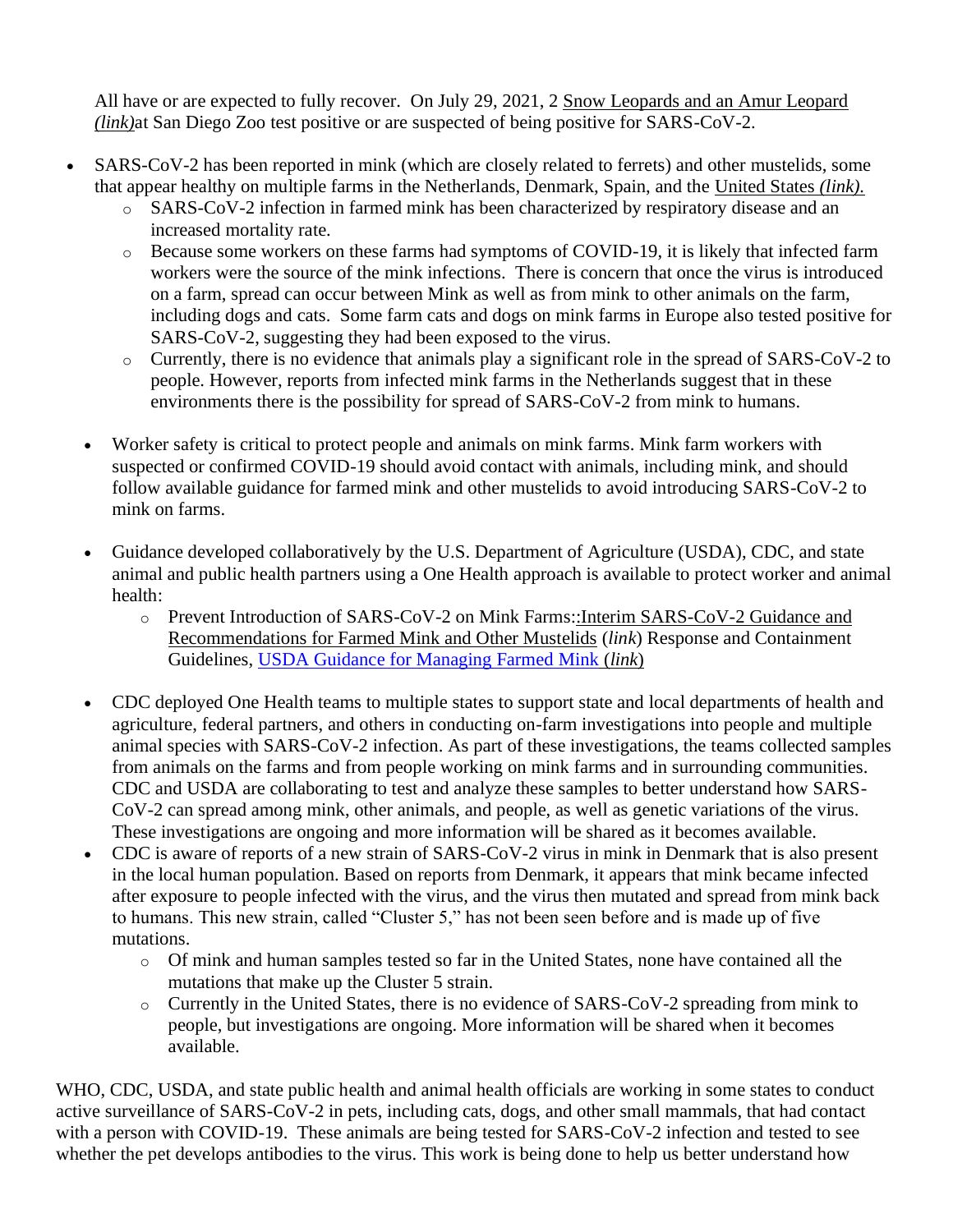All have or are expected to fully recover. On July 29, 2021, 2 Snow Leopards and an Amur Leopard *(link)*at San Diego Zoo test positive or are suspected of being positive for SARS-CoV-2.

- SARS-CoV-2 has been reported in mink (which are closely related to ferrets) and other mustelids, some that appear healthy on multiple farms in the Netherlands, Denmark, Spain, and the United States *(link).*
  - SARS-CoV-2 infection in farmed mink has been characterized by respiratory disease and an increased mortality rate.
  - Because some workers on these farms had symptoms of COVID-19, it is likely that infected farm workers were the source of the mink infections. There is concern that once the virus is introduced on a farm, spread can occur between Mink as well as from mink to other animals on the farm, including dogs and cats. Some farm cats and dogs on mink farms in Europe also tested positive for SARS-CoV-2, suggesting they had been exposed to the virus.
  - Currently, there is no evidence that animals play a significant role in the spread of SARS-CoV-2 to people. However, reports from infected mink farms in the Netherlands suggest that in these environments there is the possibility for spread of SARS-CoV-2 from mink to humans.

- Worker safety is critical to protect people and animals on mink farms. Mink farm workers with suspected or confirmed COVID-19 should avoid contact with animals, including mink, and should follow available guidance for farmed mink and other mustelids to avoid introducing SARS-CoV-2 to mink on farms.

- Guidance developed collaboratively by the U.S. Department of Agriculture (USDA), CDC, and state animal and public health partners using a One Health approach is available to protect worker and animal health:
  - Prevent Introduction of SARS-CoV-2 on Mink Farms::Interim SARS-CoV-2 Guidance and Recommendations for Farmed Mink and Other Mustelids (*link*) Response and Containment Guidelines, USDA Guidance for Managing Farmed Mink (*link*)

- CDC deployed One Health teams to multiple states to support state and local departments of health and agriculture, federal partners, and others in conducting on-farm investigations into people and multiple animal species with SARS-CoV-2 infection. As part of these investigations, the teams collected samples from animals on the farms and from people working on mink farms and in surrounding communities. CDC and USDA are collaborating to test and analyze these samples to better understand how SARS-CoV-2 can spread among mink, other animals, and people, as well as genetic variations of the virus. These investigations are ongoing and more information will be shared as it becomes available.
- CDC is aware of reports of a new strain of SARS-CoV-2 virus in mink in Denmark that is also present in the local human population. Based on reports from Denmark, it appears that mink became infected after exposure to people infected with the virus, and the virus then mutated and spread from mink back to humans. This new strain, called "Cluster 5," has not been seen before and is made up of five mutations.
  - Of mink and human samples tested so far in the United States, none have contained all the mutations that make up the Cluster 5 strain.
  - Currently in the United States, there is no evidence of SARS-CoV-2 spreading from mink to people, but investigations are ongoing. More information will be shared when it becomes available.

WHO, CDC, USDA, and state public health and animal health officials are working in some states to conduct active surveillance of SARS-CoV-2 in pets, including cats, dogs, and other small mammals, that had contact with a person with COVID-19. These animals are being tested for SARS-CoV-2 infection and tested to see whether the pet develops antibodies to the virus. This work is being done to help us better understand how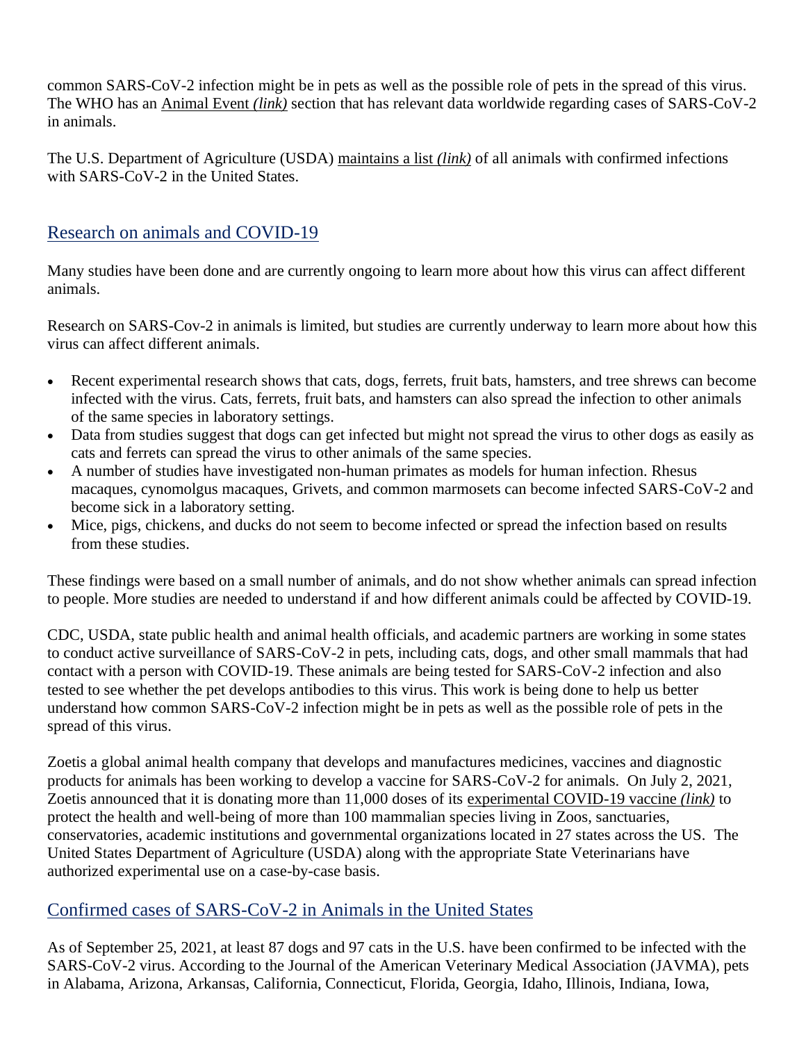common SARS-CoV-2 infection might be in pets as well as the possible role of pets in the spread of this virus. The WHO has an Animal Event *(link)* section that has relevant data worldwide regarding cases of SARS-CoV-2 in animals.

The U.S. Department of Agriculture (USDA) maintains a list *(link)* of all animals with confirmed infections with SARS-CoV-2 in the United States.

## Research on animals and COVID-19

Many studies have been done and are currently ongoing to learn more about how this virus can affect different animals.

Research on SARS-Cov-2 in animals is limited, but studies are currently underway to learn more about how this virus can affect different animals.

- Recent experimental research shows that cats, dogs, ferrets, fruit bats, hamsters, and tree shrews can become infected with the virus. Cats, ferrets, fruit bats, and hamsters can also spread the infection to other animals of the same species in laboratory settings.
- Data from studies suggest that dogs can get infected but might not spread the virus to other dogs as easily as cats and ferrets can spread the virus to other animals of the same species.
- A number of studies have investigated non-human primates as models for human infection. Rhesus macaques, cynomolgus macaques, Grivets, and common marmosets can become infected SARS-CoV-2 and become sick in a laboratory setting.
- Mice, pigs, chickens, and ducks do not seem to become infected or spread the infection based on results from these studies.

These findings were based on a small number of animals, and do not show whether animals can spread infection to people. More studies are needed to understand if and how different animals could be affected by COVID-19.

CDC, USDA, state public health and animal health officials, and academic partners are working in some states to conduct active surveillance of SARS-CoV-2 in pets, including cats, dogs, and other small mammals that had contact with a person with COVID-19. These animals are being tested for SARS-CoV-2 infection and also tested to see whether the pet develops antibodies to this virus. This work is being done to help us better understand how common SARS-CoV-2 infection might be in pets as well as the possible role of pets in the spread of this virus.

Zoetis a global animal health company that develops and manufactures medicines, vaccines and diagnostic products for animals has been working to develop a vaccine for SARS-CoV-2 for animals. On July 2, 2021, Zoetis announced that it is donating more than 11,000 doses of its experimental COVID-19 vaccine *(link)* to protect the health and well-being of more than 100 mammalian species living in Zoos, sanctuaries, conservatories, academic institutions and governmental organizations located in 27 states across the US. The United States Department of Agriculture (USDA) along with the appropriate State Veterinarians have authorized experimental use on a case-by-case basis.

## Confirmed cases of SARS-CoV-2 in Animals in the United States

As of September 25, 2021, at least 87 dogs and 97 cats in the U.S. have been confirmed to be infected with the SARS-CoV-2 virus. According to the Journal of the American Veterinary Medical Association (JAVMA), pets in Alabama, Arizona, Arkansas, California, Connecticut, Florida, Georgia, Idaho, Illinois, Indiana, Iowa,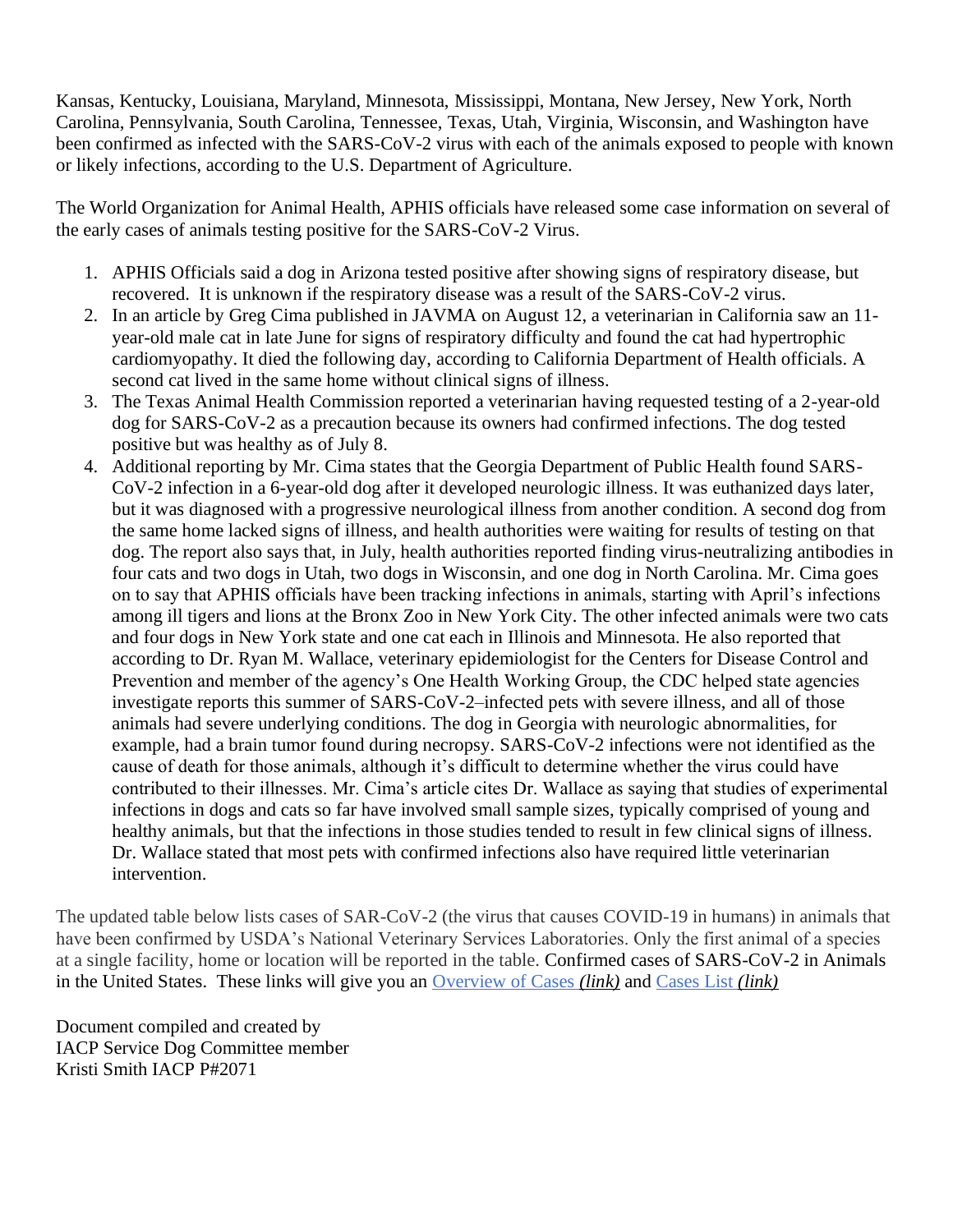Kansas, Kentucky, Louisiana, Maryland, Minnesota, Mississippi, Montana, New Jersey, New York, North Carolina, Pennsylvania, South Carolina, Tennessee, Texas, Utah, Virginia, Wisconsin, and Washington have been confirmed as infected with the SARS-CoV-2 virus with each of the animals exposed to people with known or likely infections, according to the U.S. Department of Agriculture.

The World Organization for Animal Health, APHIS officials have released some case information on several of the early cases of animals testing positive for the SARS-CoV-2 Virus.

1. APHIS Officials said a dog in Arizona tested positive after showing signs of respiratory disease, but recovered. It is unknown if the respiratory disease was a result of the SARS-CoV-2 virus.
2. In an article by Greg Cima published in JAVMA on August 12, a veterinarian in California saw an 11-year-old male cat in late June for signs of respiratory difficulty and found the cat had hypertrophic cardiomyopathy. It died the following day, according to California Department of Health officials. A second cat lived in the same home without clinical signs of illness.
3. The Texas Animal Health Commission reported a veterinarian having requested testing of a 2-year-old dog for SARS-CoV-2 as a precaution because its owners had confirmed infections. The dog tested positive but was healthy as of July 8.
4. Additional reporting by Mr. Cima states that the Georgia Department of Public Health found SARS-CoV-2 infection in a 6-year-old dog after it developed neurologic illness. It was euthanized days later, but it was diagnosed with a progressive neurological illness from another condition. A second dog from the same home lacked signs of illness, and health authorities were waiting for results of testing on that dog. The report also says that, in July, health authorities reported finding virus-neutralizing antibodies in four cats and two dogs in Utah, two dogs in Wisconsin, and one dog in North Carolina. Mr. Cima goes on to say that APHIS officials have been tracking infections in animals, starting with April's infections among ill tigers and lions at the Bronx Zoo in New York City. The other infected animals were two cats and four dogs in New York state and one cat each in Illinois and Minnesota. He also reported that according to Dr. Ryan M. Wallace, veterinary epidemiologist for the Centers for Disease Control and Prevention and member of the agency's One Health Working Group, the CDC helped state agencies investigate reports this summer of SARS-CoV-2–infected pets with severe illness, and all of those animals had severe underlying conditions. The dog in Georgia with neurologic abnormalities, for example, had a brain tumor found during necropsy. SARS-CoV-2 infections were not identified as the cause of death for those animals, although it's difficult to determine whether the virus could have contributed to their illnesses. Mr. Cima's article cites Dr. Wallace as saying that studies of experimental infections in dogs and cats so far have involved small sample sizes, typically comprised of young and healthy animals, but that the infections in those studies tended to result in few clinical signs of illness. Dr. Wallace stated that most pets with confirmed infections also have required little veterinarian intervention.

The updated table below lists cases of SAR-CoV-2 (the virus that causes COVID-19 in humans) in animals that have been confirmed by USDA's National Veterinary Services Laboratories. Only the first animal of a species at a single facility, home or location will be reported in the table. Confirmed cases of SARS-CoV-2 in Animals in the United States. These links will give you an Overview of Cases *(link)* and Cases List *(link)*

Document compiled and created by
IACP Service Dog Committee member
Kristi Smith IACP P#2071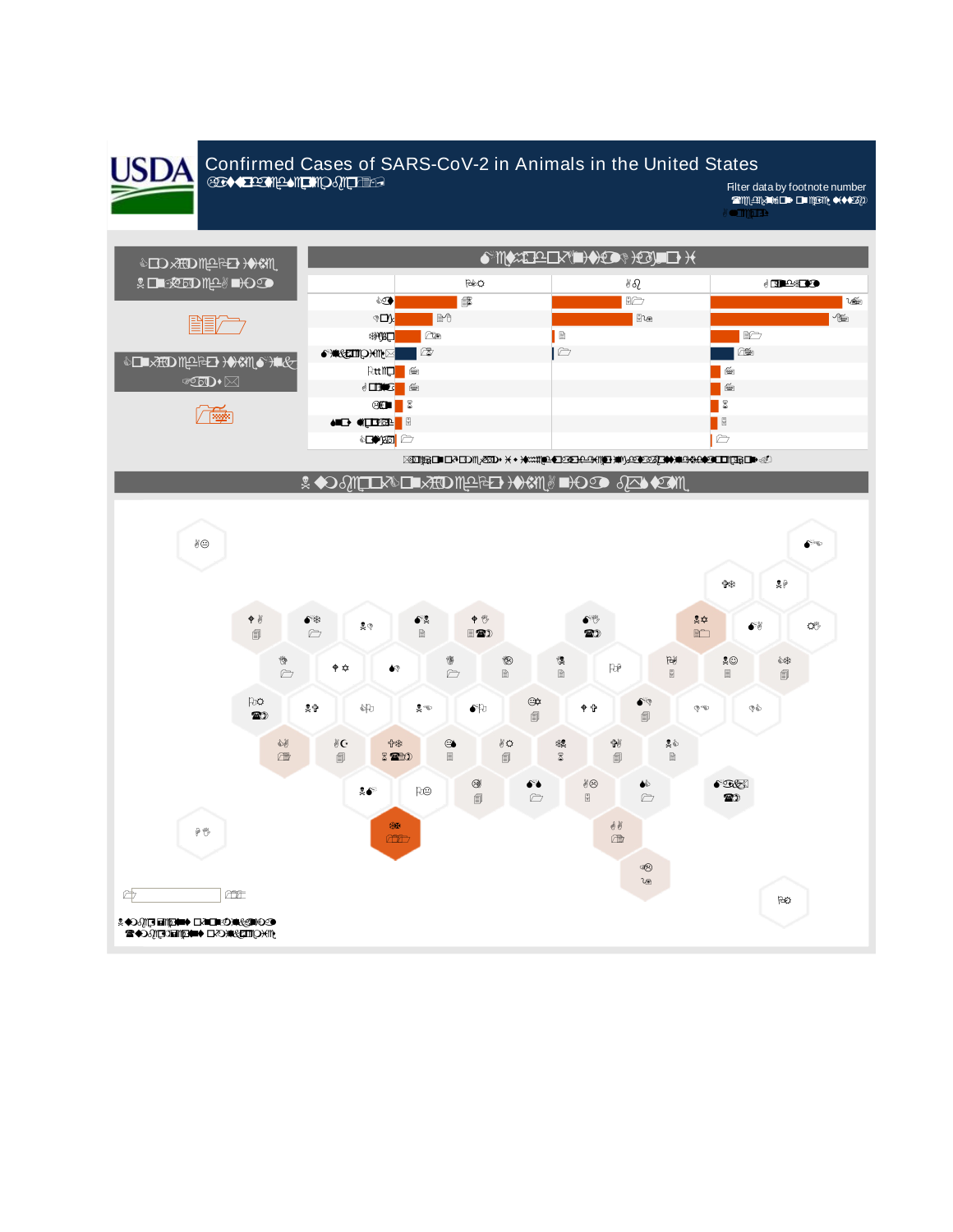# Confirmed Cases of SARS-CoV-2 in Animals in the United States

Filter data by footnote number